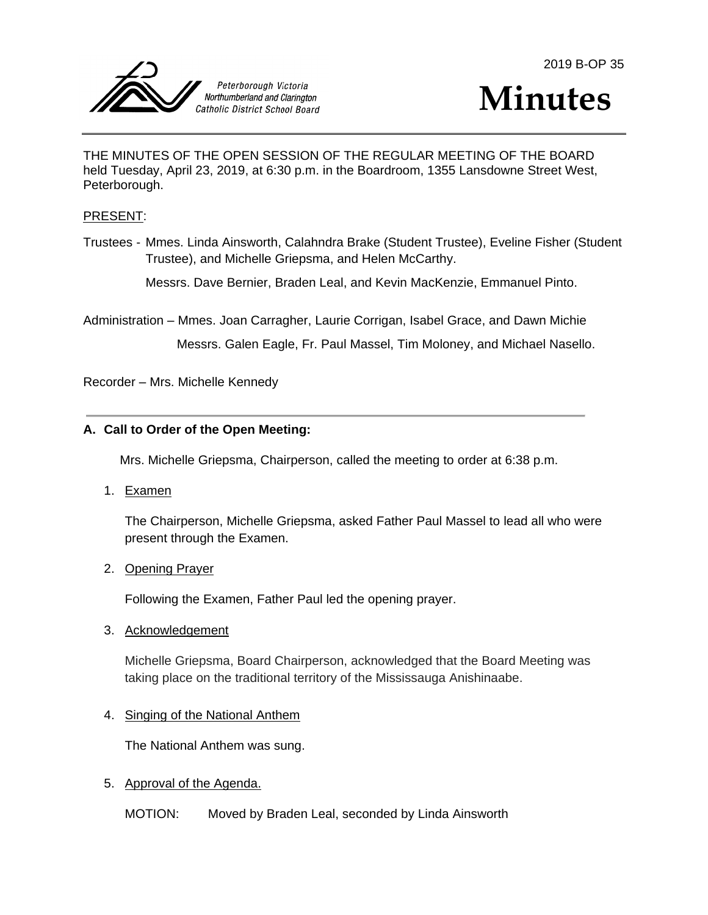Peterborough Victoria Northumberland and Clarington Catholic District School Board

2019 B-OP 35

# Minutes

THE MINUTES OF THE OPEN SESSION OF THE REGULAR MEETING OF THE BOARD held Tuesday, April 23, 2019, at 6:30 p.m. in the Boardroom, 1355 Lansdowne Street West, Peterborough.

PRESENT:

Trustees - Mmes. Linda Ainsworth, Calahndra Brake (Student Trustee), Eveline Fisher (Student Trustee), and Michelle Griepsma, and Helen McCarthy.

Messrs. Dave Bernier, Braden Leal, and Kevin MacKenzie, Emmanuel Pinto.

Administration – Mmes. Joan Carragher, Laurie Corrigan, Isabel Grace, and Dawn Michie

Messrs. Galen Eagle, Fr. Paul Massel, Tim Moloney, and Michael Nasello.

Recorder – Mrs. Michelle Kennedy

---

**A. Call to Order of the Open Meeting:**

Mrs. Michelle Griepsma, Chairperson, called the meeting to order at 6:38 p.m.

1. Examen

   The Chairperson, Michelle Griepsma, asked Father Paul Massel to lead all who were present through the Examen.

2. Opening Prayer

   Following the Examen, Father Paul led the opening prayer.

3. Acknowledgement

   Michelle Griepsma, Board Chairperson, acknowledged that the Board Meeting was taking place on the traditional territory of the Mississauga Anishinaabe.

4. Singing of the National Anthem

   The National Anthem was sung.

5. Approval of the Agenda.

   MOTION: Moved by Braden Leal, seconded by Linda Ainsworth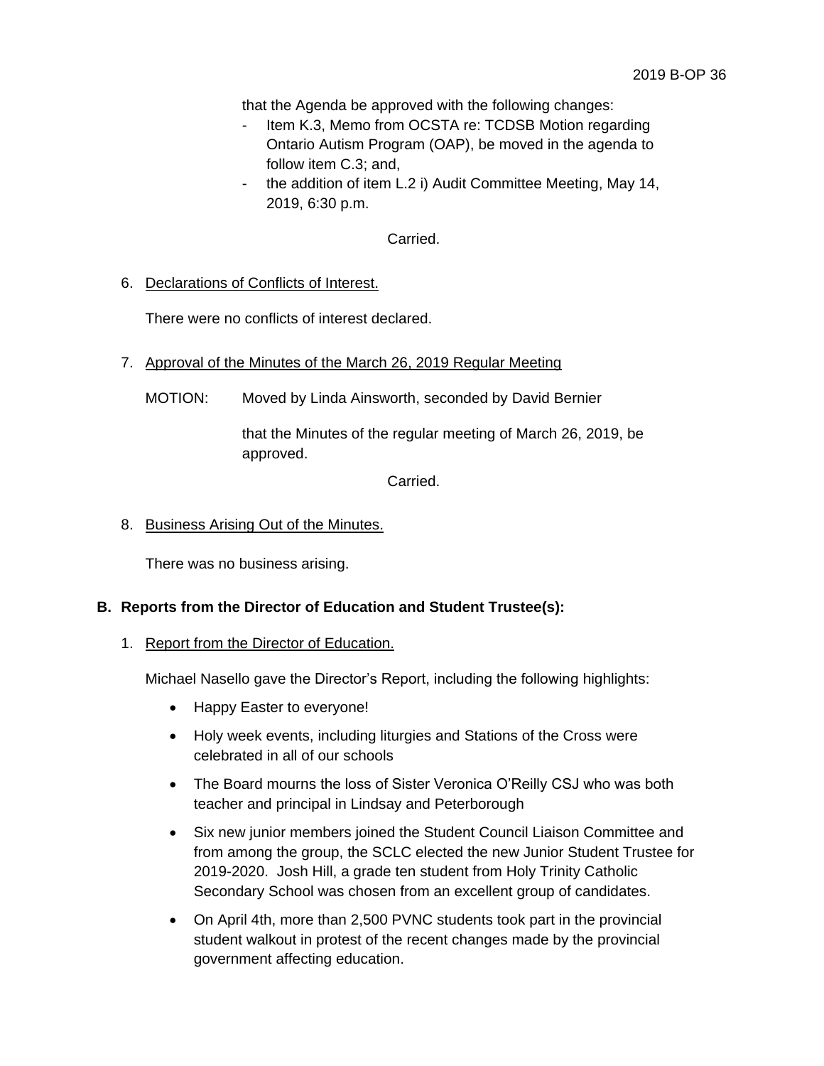that the Agenda be approved with the following changes:

- Item K.3, Memo from OCSTA re: TCDSB Motion regarding Ontario Autism Program (OAP), be moved in the agenda to follow item C.3; and,
- the addition of item L.2 i) Audit Committee Meeting, May 14, 2019, 6:30 p.m.

Carried.

6. Declarations of Conflicts of Interest.

There were no conflicts of interest declared.

7. Approval of the Minutes of the March 26, 2019 Regular Meeting

MOTION: Moved by Linda Ainsworth, seconded by David Bernier

that the Minutes of the regular meeting of March 26, 2019, be approved.

Carried.

8. Business Arising Out of the Minutes.

There was no business arising.

## B. Reports from the Director of Education and Student Trustee(s):

1. Report from the Director of Education.

Michael Nasello gave the Director's Report, including the following highlights:

- Happy Easter to everyone!
- Holy week events, including liturgies and Stations of the Cross were celebrated in all of our schools
- The Board mourns the loss of Sister Veronica O'Reilly CSJ who was both teacher and principal in Lindsay and Peterborough
- Six new junior members joined the Student Council Liaison Committee and from among the group, the SCLC elected the new Junior Student Trustee for 2019-2020. Josh Hill, a grade ten student from Holy Trinity Catholic Secondary School was chosen from an excellent group of candidates.
- On April 4th, more than 2,500 PVNC students took part in the provincial student walkout in protest of the recent changes made by the provincial government affecting education.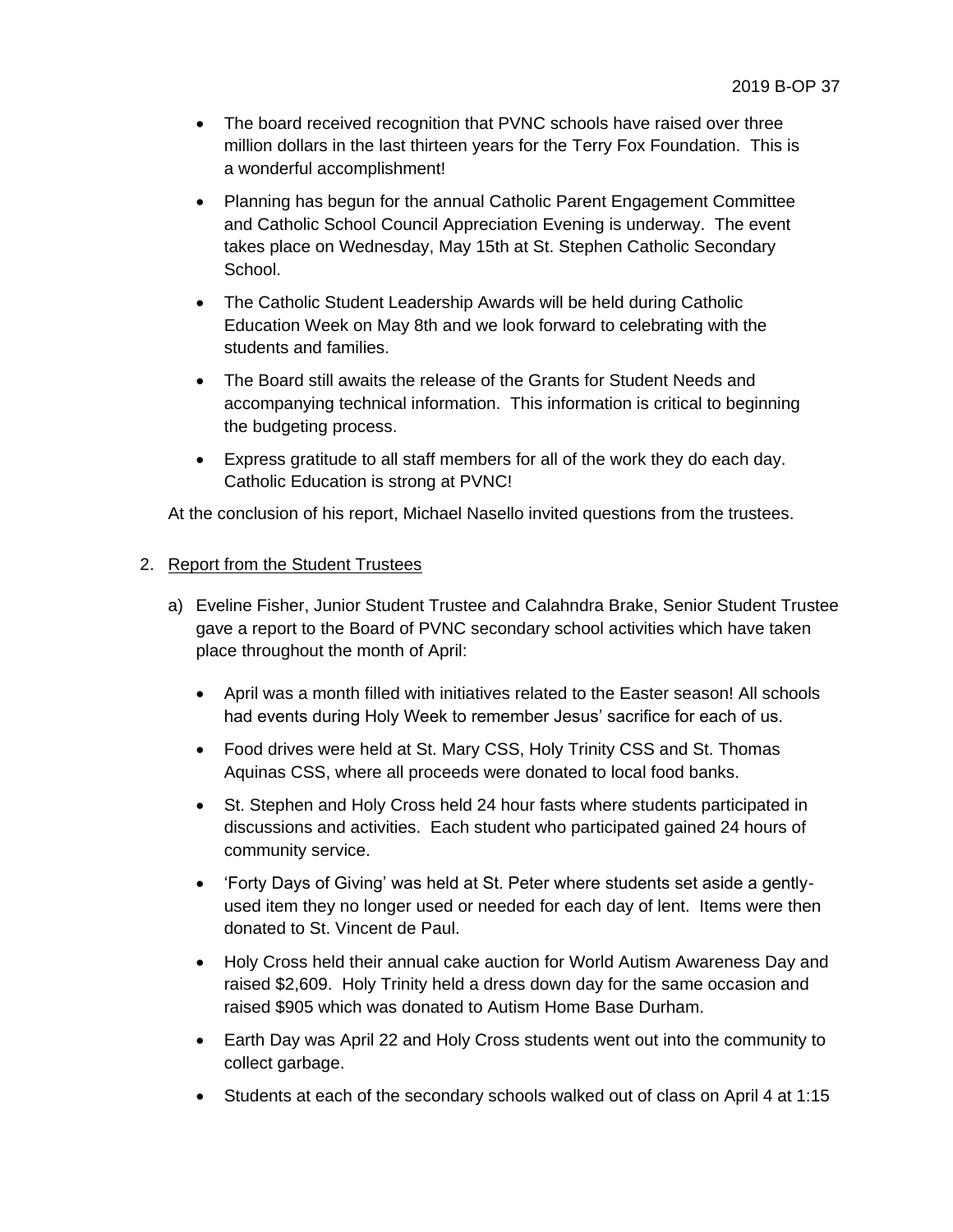- The board received recognition that PVNC schools have raised over three million dollars in the last thirteen years for the Terry Fox Foundation. This is a wonderful accomplishment!
- Planning has begun for the annual Catholic Parent Engagement Committee and Catholic School Council Appreciation Evening is underway. The event takes place on Wednesday, May 15th at St. Stephen Catholic Secondary School.
- The Catholic Student Leadership Awards will be held during Catholic Education Week on May 8th and we look forward to celebrating with the students and families.
- The Board still awaits the release of the Grants for Student Needs and accompanying technical information. This information is critical to beginning the budgeting process.
- Express gratitude to all staff members for all of the work they do each day. Catholic Education is strong at PVNC!

At the conclusion of his report, Michael Nasello invited questions from the trustees.

2. Report from the Student Trustees

   a) Eveline Fisher, Junior Student Trustee and Calahndra Brake, Senior Student Trustee gave a report to the Board of PVNC secondary school activities which have taken place throughout the month of April:

      - April was a month filled with initiatives related to the Easter season! All schools had events during Holy Week to remember Jesus' sacrifice for each of us.
      - Food drives were held at St. Mary CSS, Holy Trinity CSS and St. Thomas Aquinas CSS, where all proceeds were donated to local food banks.
      - St. Stephen and Holy Cross held 24 hour fasts where students participated in discussions and activities. Each student who participated gained 24 hours of community service.
      - 'Forty Days of Giving' was held at St. Peter where students set aside a gently-used item they no longer used or needed for each day of lent. Items were then donated to St. Vincent de Paul.
      - Holy Cross held their annual cake auction for World Autism Awareness Day and raised $2,609. Holy Trinity held a dress down day for the same occasion and raised $905 which was donated to Autism Home Base Durham.
      - Earth Day was April 22 and Holy Cross students went out into the community to collect garbage.
      - Students at each of the secondary schools walked out of class on April 4 at 1:15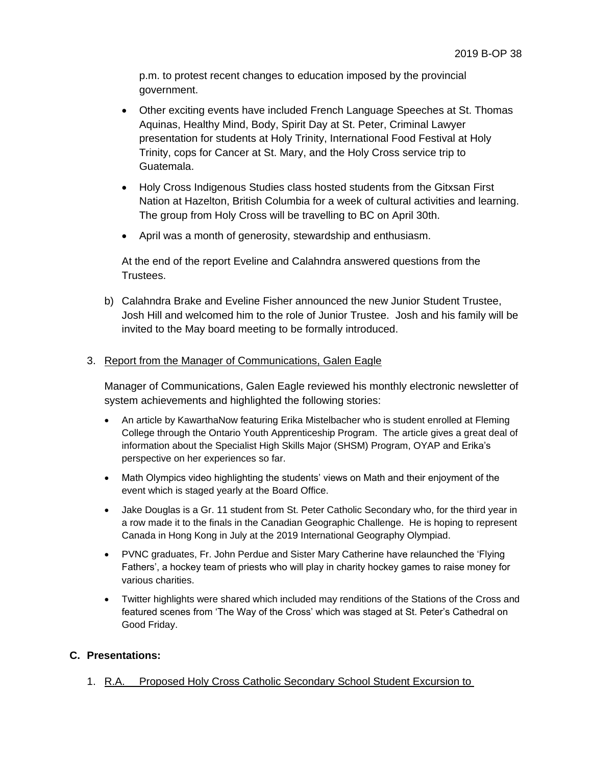p.m. to protest recent changes to education imposed by the provincial government.

- Other exciting events have included French Language Speeches at St. Thomas Aquinas, Healthy Mind, Body, Spirit Day at St. Peter, Criminal Lawyer presentation for students at Holy Trinity, International Food Festival at Holy Trinity, cops for Cancer at St. Mary, and the Holy Cross service trip to Guatemala.
- Holy Cross Indigenous Studies class hosted students from the Gitxsan First Nation at Hazelton, British Columbia for a week of cultural activities and learning. The group from Holy Cross will be travelling to BC on April 30th.
- April was a month of generosity, stewardship and enthusiasm.

At the end of the report Eveline and Calahndra answered questions from the Trustees.

b) Calahndra Brake and Eveline Fisher announced the new Junior Student Trustee, Josh Hill and welcomed him to the role of Junior Trustee. Josh and his family will be invited to the May board meeting to be formally introduced.

3. Report from the Manager of Communications, Galen Eagle

Manager of Communications, Galen Eagle reviewed his monthly electronic newsletter of system achievements and highlighted the following stories:

- An article by KawarthaNow featuring Erika Mistelbacher who is student enrolled at Fleming College through the Ontario Youth Apprenticeship Program. The article gives a great deal of information about the Specialist High Skills Major (SHSM) Program, OYAP and Erika's perspective on her experiences so far.
- Math Olympics video highlighting the students' views on Math and their enjoyment of the event which is staged yearly at the Board Office.
- Jake Douglas is a Gr. 11 student from St. Peter Catholic Secondary who, for the third year in a row made it to the finals in the Canadian Geographic Challenge. He is hoping to represent Canada in Hong Kong in July at the 2019 International Geography Olympiad.
- PVNC graduates, Fr. John Perdue and Sister Mary Catherine have relaunched the 'Flying Fathers', a hockey team of priests who will play in charity hockey games to raise money for various charities.
- Twitter highlights were shared which included may renditions of the Stations of the Cross and featured scenes from 'The Way of the Cross' which was staged at St. Peter's Cathedral on Good Friday.

**C. Presentations:**

1. R.A. Proposed Holy Cross Catholic Secondary School Student Excursion to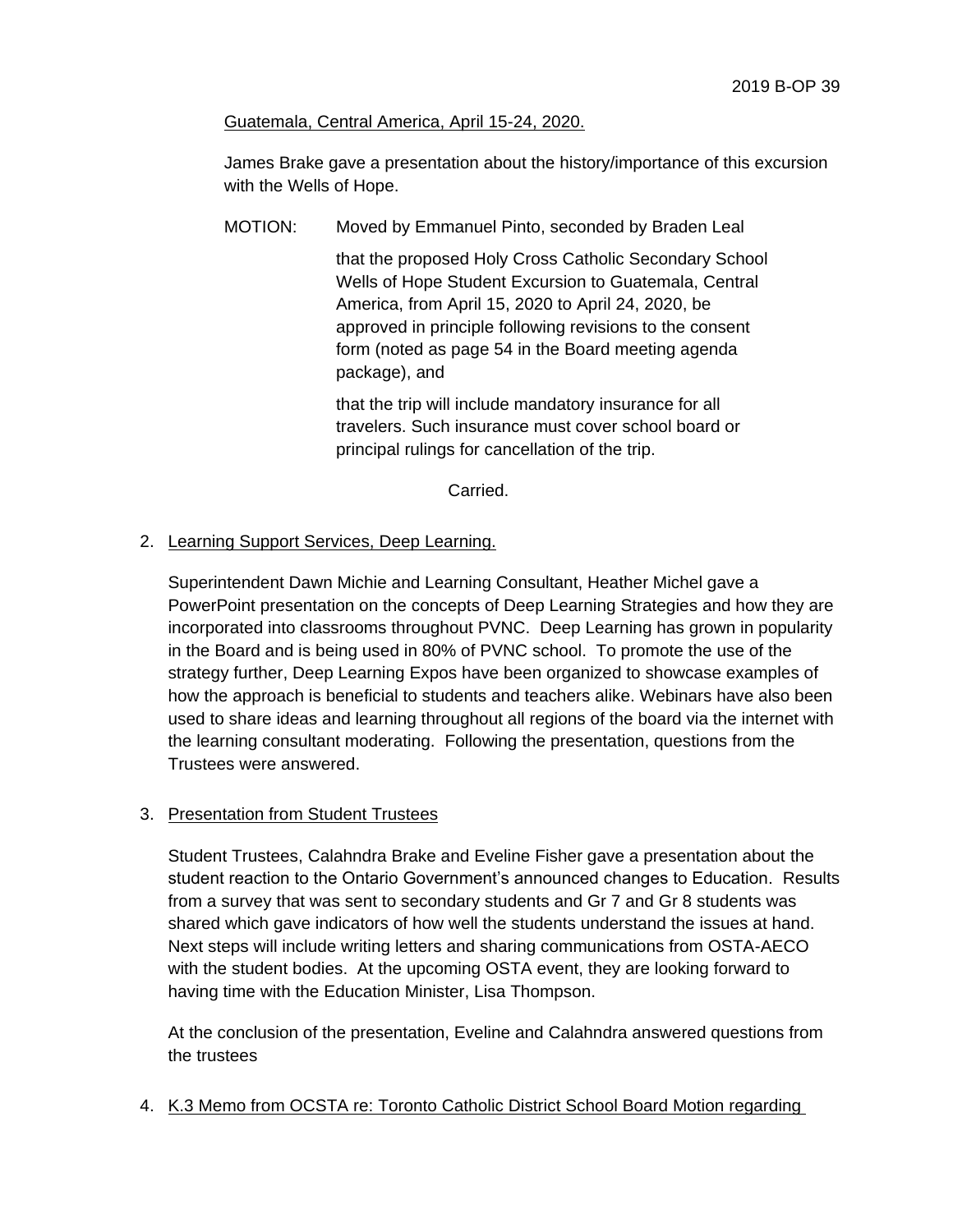Guatemala, Central America, April 15-24, 2020.

James Brake gave a presentation about the history/importance of this excursion with the Wells of Hope.

MOTION: Moved by Emmanuel Pinto, seconded by Braden Leal

that the proposed Holy Cross Catholic Secondary School Wells of Hope Student Excursion to Guatemala, Central America, from April 15, 2020 to April 24, 2020, be approved in principle following revisions to the consent form (noted as page 54 in the Board meeting agenda package), and

that the trip will include mandatory insurance for all travelers. Such insurance must cover school board or principal rulings for cancellation of the trip.

Carried.

2. Learning Support Services, Deep Learning.

   Superintendent Dawn Michie and Learning Consultant, Heather Michel gave a PowerPoint presentation on the concepts of Deep Learning Strategies and how they are incorporated into classrooms throughout PVNC. Deep Learning has grown in popularity in the Board and is being used in 80% of PVNC school. To promote the use of the strategy further, Deep Learning Expos have been organized to showcase examples of how the approach is beneficial to students and teachers alike. Webinars have also been used to share ideas and learning throughout all regions of the board via the internet with the learning consultant moderating. Following the presentation, questions from the Trustees were answered.

3. Presentation from Student Trustees

   Student Trustees, Calahndra Brake and Eveline Fisher gave a presentation about the student reaction to the Ontario Government's announced changes to Education. Results from a survey that was sent to secondary students and Gr 7 and Gr 8 students was shared which gave indicators of how well the students understand the issues at hand. Next steps will include writing letters and sharing communications from OSTA-AECO with the student bodies. At the upcoming OSTA event, they are looking forward to having time with the Education Minister, Lisa Thompson.

   At the conclusion of the presentation, Eveline and Calahndra answered questions from the trustees

4. K.3 Memo from OCSTA re: Toronto Catholic District School Board Motion regarding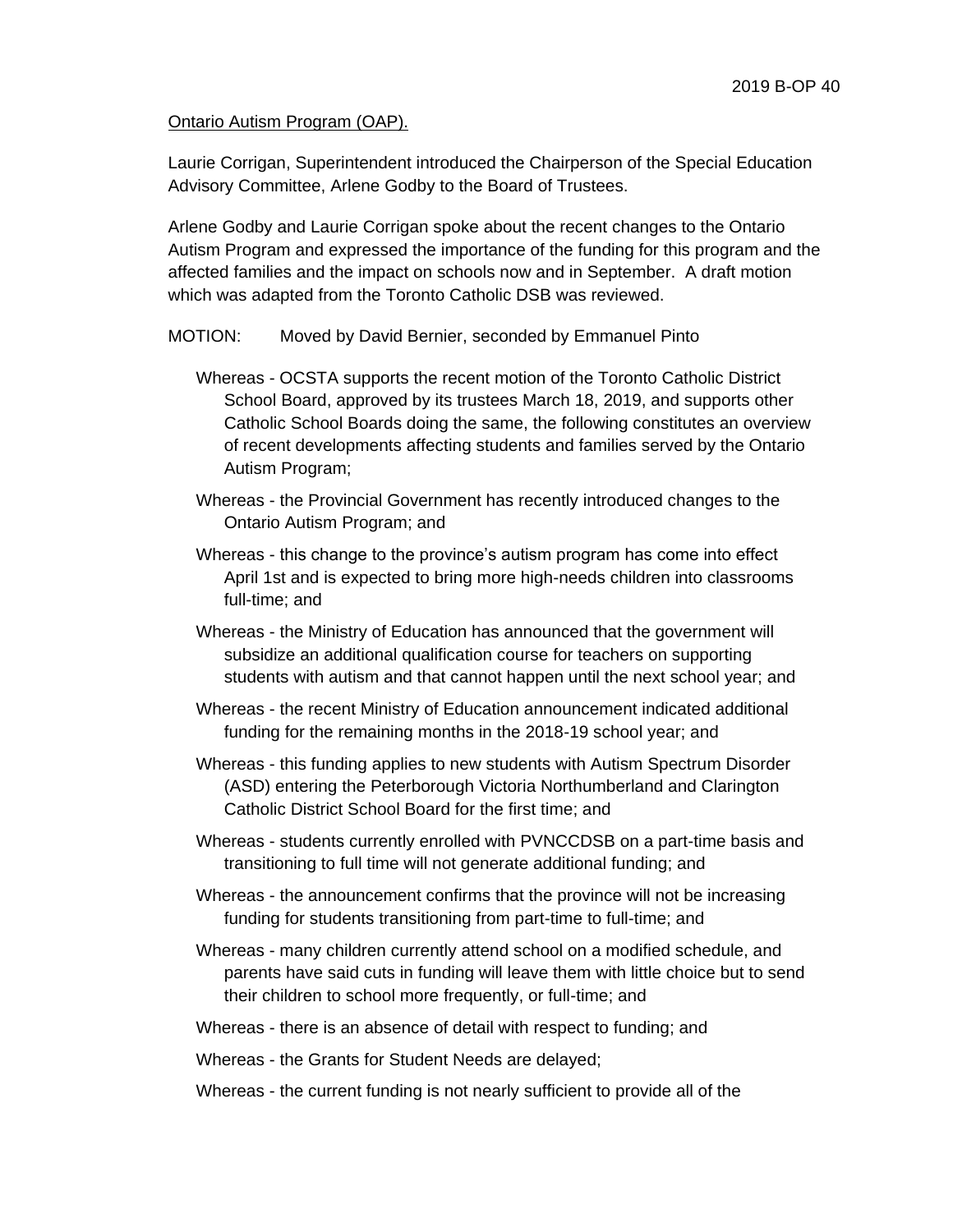Ontario Autism Program (OAP).

Laurie Corrigan, Superintendent introduced the Chairperson of the Special Education Advisory Committee, Arlene Godby to the Board of Trustees.

Arlene Godby and Laurie Corrigan spoke about the recent changes to the Ontario Autism Program and expressed the importance of the funding for this program and the affected families and the impact on schools now and in September. A draft motion which was adapted from the Toronto Catholic DSB was reviewed.

MOTION: Moved by David Bernier, seconded by Emmanuel Pinto

Whereas - OCSTA supports the recent motion of the Toronto Catholic District School Board, approved by its trustees March 18, 2019, and supports other Catholic School Boards doing the same, the following constitutes an overview of recent developments affecting students and families served by the Ontario Autism Program;

Whereas - the Provincial Government has recently introduced changes to the Ontario Autism Program; and

Whereas - this change to the province's autism program has come into effect April 1st and is expected to bring more high-needs children into classrooms full-time; and

Whereas - the Ministry of Education has announced that the government will subsidize an additional qualification course for teachers on supporting students with autism and that cannot happen until the next school year; and

Whereas - the recent Ministry of Education announcement indicated additional funding for the remaining months in the 2018-19 school year; and

Whereas - this funding applies to new students with Autism Spectrum Disorder (ASD) entering the Peterborough Victoria Northumberland and Clarington Catholic District School Board for the first time; and

Whereas - students currently enrolled with PVNCCDSB on a part-time basis and transitioning to full time will not generate additional funding; and

Whereas - the announcement confirms that the province will not be increasing funding for students transitioning from part-time to full-time; and

Whereas - many children currently attend school on a modified schedule, and parents have said cuts in funding will leave them with little choice but to send their children to school more frequently, or full-time; and

Whereas - there is an absence of detail with respect to funding; and

Whereas - the Grants for Student Needs are delayed;

Whereas - the current funding is not nearly sufficient to provide all of the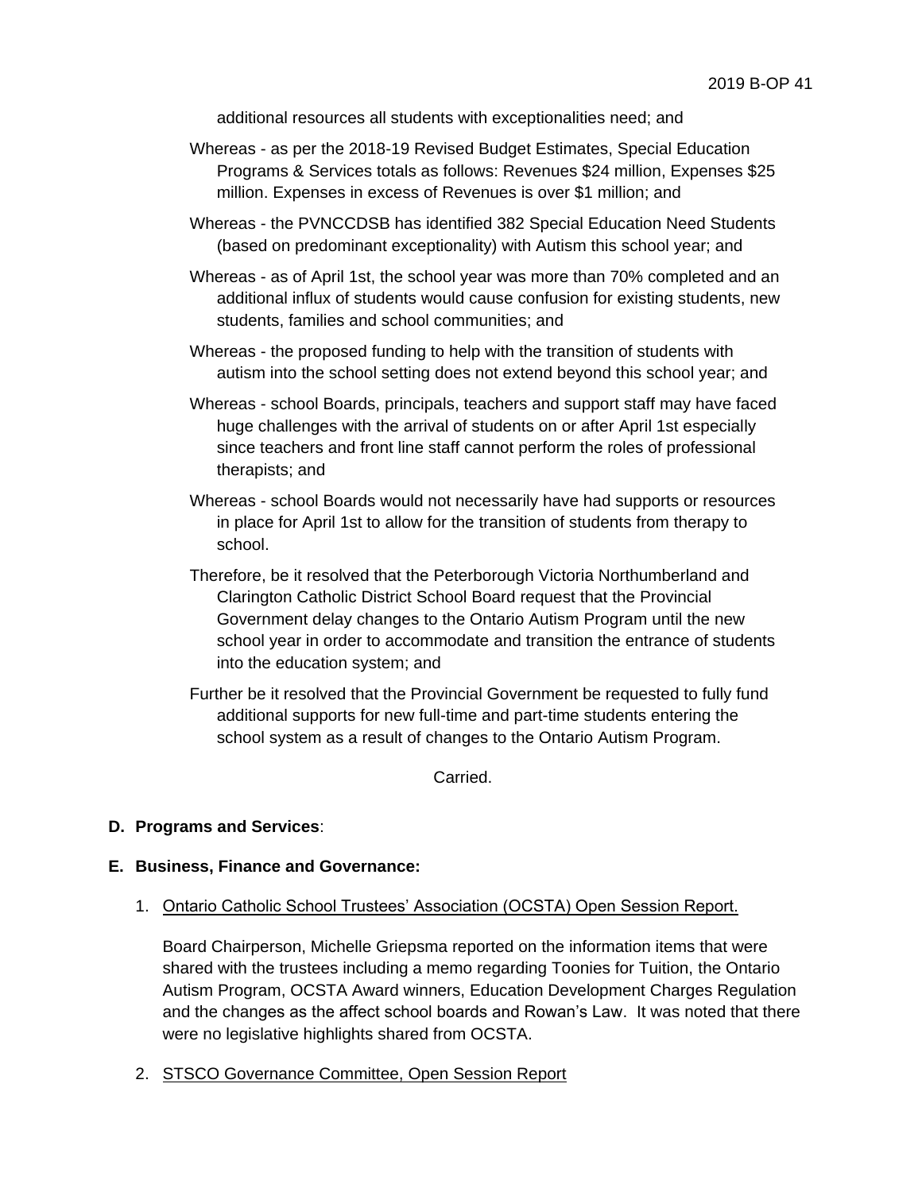additional resources all students with exceptionalities need; and

Whereas - as per the 2018-19 Revised Budget Estimates, Special Education Programs & Services totals as follows: Revenues $24 million, Expenses $25 million. Expenses in excess of Revenues is over $1 million; and

Whereas - the PVNCCDSB has identified 382 Special Education Need Students (based on predominant exceptionality) with Autism this school year; and

Whereas - as of April 1st, the school year was more than 70% completed and an additional influx of students would cause confusion for existing students, new students, families and school communities; and

Whereas - the proposed funding to help with the transition of students with autism into the school setting does not extend beyond this school year; and

Whereas - school Boards, principals, teachers and support staff may have faced huge challenges with the arrival of students on or after April 1st especially since teachers and front line staff cannot perform the roles of professional therapists; and

Whereas - school Boards would not necessarily have had supports or resources in place for April 1st to allow for the transition of students from therapy to school.

Therefore, be it resolved that the Peterborough Victoria Northumberland and Clarington Catholic District School Board request that the Provincial Government delay changes to the Ontario Autism Program until the new school year in order to accommodate and transition the entrance of students into the education system; and

Further be it resolved that the Provincial Government be requested to fully fund additional supports for new full-time and part-time students entering the school system as a result of changes to the Ontario Autism Program.

Carried.

**D. Programs and Services**:

**E. Business, Finance and Governance:**

1. Ontario Catholic School Trustees' Association (OCSTA) Open Session Report.

   Board Chairperson, Michelle Griepsma reported on the information items that were shared with the trustees including a memo regarding Toonies for Tuition, the Ontario Autism Program, OCSTA Award winners, Education Development Charges Regulation and the changes as the affect school boards and Rowan's Law. It was noted that there were no legislative highlights shared from OCSTA.

2. STSCO Governance Committee, Open Session Report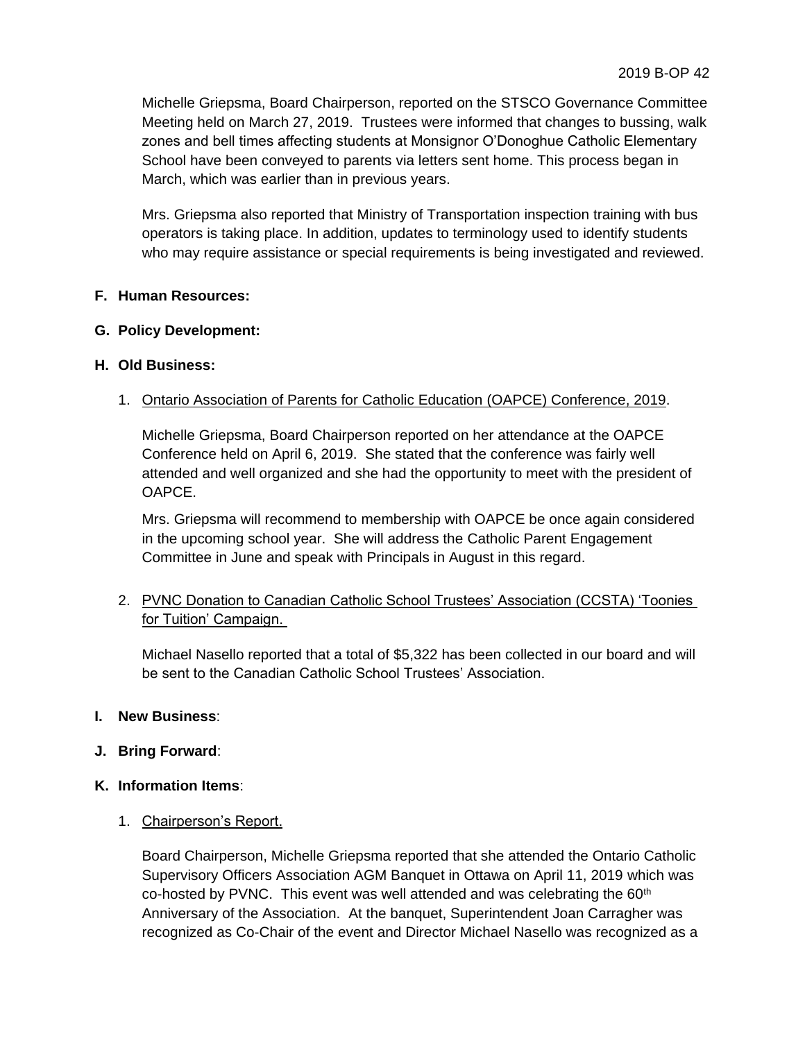Michelle Griepsma, Board Chairperson, reported on the STSCO Governance Committee Meeting held on March 27, 2019. Trustees were informed that changes to bussing, walk zones and bell times affecting students at Monsignor O'Donoghue Catholic Elementary School have been conveyed to parents via letters sent home. This process began in March, which was earlier than in previous years.

Mrs. Griepsma also reported that Ministry of Transportation inspection training with bus operators is taking place. In addition, updates to terminology used to identify students who may require assistance or special requirements is being investigated and reviewed.

**F. Human Resources:**

**G. Policy Development:**

**H. Old Business:**

1. Ontario Association of Parents for Catholic Education (OAPCE) Conference, 2019.

   Michelle Griepsma, Board Chairperson reported on her attendance at the OAPCE Conference held on April 6, 2019. She stated that the conference was fairly well attended and well organized and she had the opportunity to meet with the president of OAPCE.

   Mrs. Griepsma will recommend to membership with OAPCE be once again considered in the upcoming school year. She will address the Catholic Parent Engagement Committee in June and speak with Principals in August in this regard.

2. PVNC Donation to Canadian Catholic School Trustees' Association (CCSTA) 'Toonies for Tuition' Campaign.

   Michael Nasello reported that a total of $5,322 has been collected in our board and will be sent to the Canadian Catholic School Trustees' Association.

**I. New Business**:

**J. Bring Forward**:

**K. Information Items**:

1. Chairperson's Report.

   Board Chairperson, Michelle Griepsma reported that she attended the Ontario Catholic Supervisory Officers Association AGM Banquet in Ottawa on April 11, 2019 which was co-hosted by PVNC. This event was well attended and was celebrating the 60th Anniversary of the Association. At the banquet, Superintendent Joan Carragher was recognized as Co-Chair of the event and Director Michael Nasello was recognized as a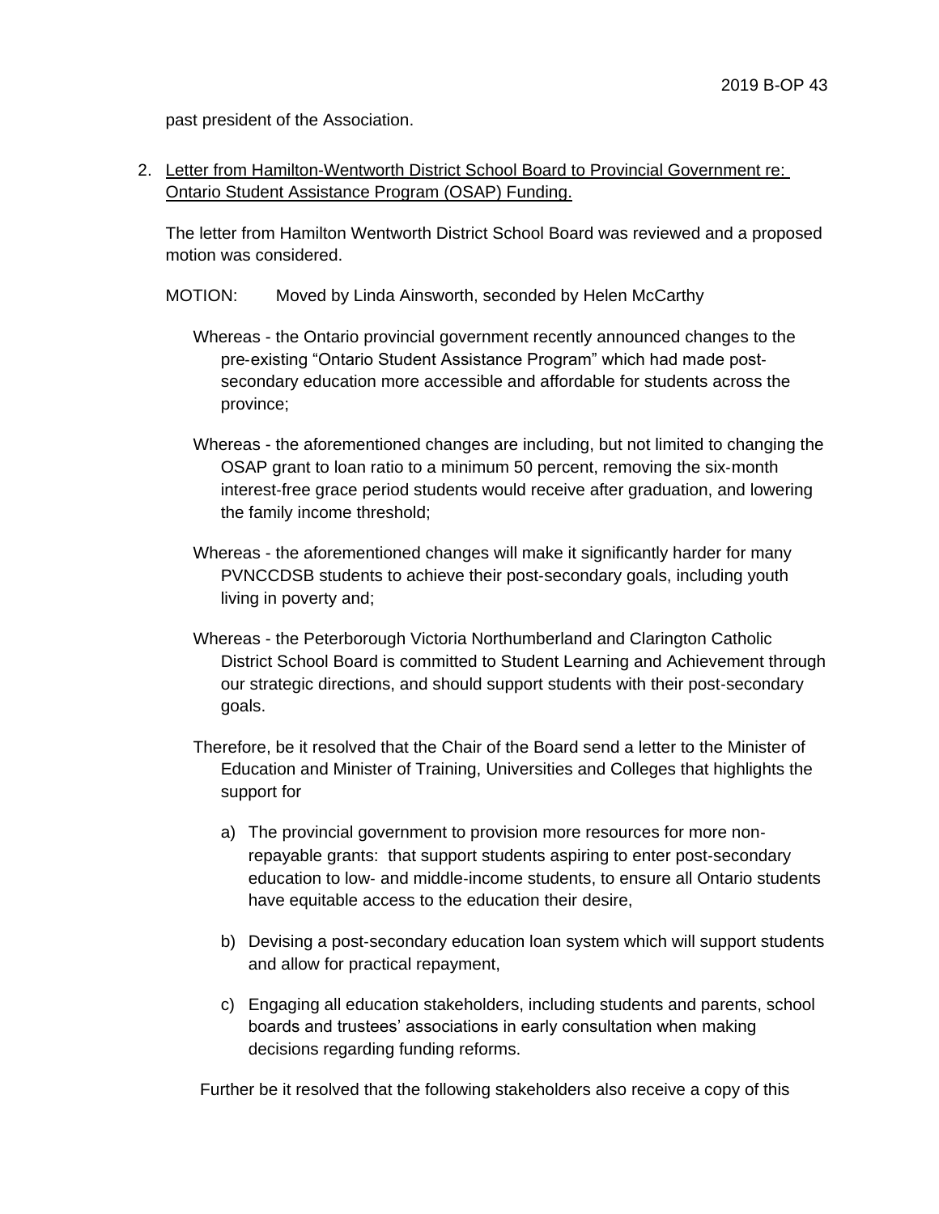past president of the Association.

2. Letter from Hamilton-Wentworth District School Board to Provincial Government re: Ontario Student Assistance Program (OSAP) Funding.

   The letter from Hamilton Wentworth District School Board was reviewed and a proposed motion was considered.

   MOTION: Moved by Linda Ainsworth, seconded by Helen McCarthy

   Whereas - the Ontario provincial government recently announced changes to the pre-existing "Ontario Student Assistance Program" which had made post-secondary education more accessible and affordable for students across the province;

   Whereas - the aforementioned changes are including, but not limited to changing the OSAP grant to loan ratio to a minimum 50 percent, removing the six-month interest-free grace period students would receive after graduation, and lowering the family income threshold;

   Whereas - the aforementioned changes will make it significantly harder for many PVNCCDSB students to achieve their post-secondary goals, including youth living in poverty and;

   Whereas - the Peterborough Victoria Northumberland and Clarington Catholic District School Board is committed to Student Learning and Achievement through our strategic directions, and should support students with their post-secondary goals.

   Therefore, be it resolved that the Chair of the Board send a letter to the Minister of Education and Minister of Training, Universities and Colleges that highlights the support for

   a) The provincial government to provision more resources for more non-repayable grants: that support students aspiring to enter post-secondary education to low- and middle-income students, to ensure all Ontario students have equitable access to the education their desire,

   b) Devising a post-secondary education loan system which will support students and allow for practical repayment,

   c) Engaging all education stakeholders, including students and parents, school boards and trustees' associations in early consultation when making decisions regarding funding reforms.

   Further be it resolved that the following stakeholders also receive a copy of this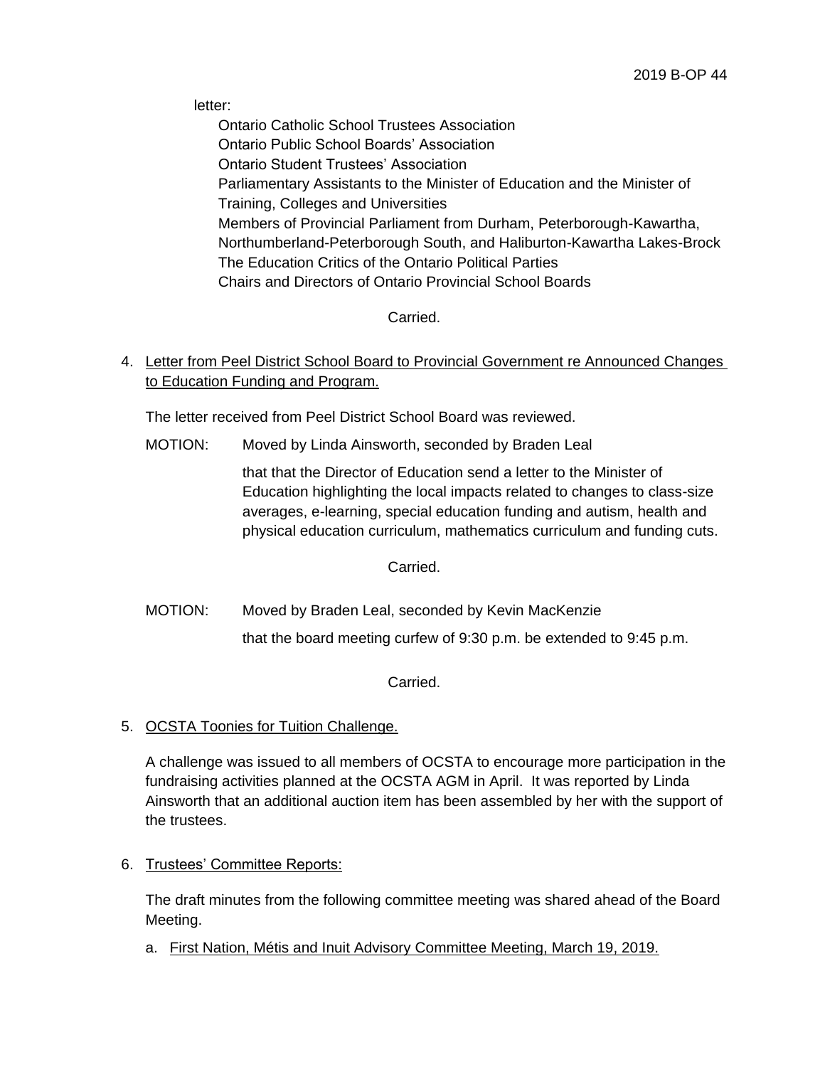letter:

Ontario Catholic School Trustees Association
Ontario Public School Boards' Association
Ontario Student Trustees' Association
Parliamentary Assistants to the Minister of Education and the Minister of Training, Colleges and Universities
Members of Provincial Parliament from Durham, Peterborough-Kawartha, Northumberland-Peterborough South, and Haliburton-Kawartha Lakes-Brock
The Education Critics of the Ontario Political Parties
Chairs and Directors of Ontario Provincial School Boards

Carried.

4. Letter from Peel District School Board to Provincial Government re Announced Changes to Education Funding and Program.

   The letter received from Peel District School Board was reviewed.

   MOTION: Moved by Linda Ainsworth, seconded by Braden Leal

   that that the Director of Education send a letter to the Minister of Education highlighting the local impacts related to changes to class-size averages, e-learning, special education funding and autism, health and physical education curriculum, mathematics curriculum and funding cuts.

   Carried.

   MOTION: Moved by Braden Leal, seconded by Kevin MacKenzie

   that the board meeting curfew of 9:30 p.m. be extended to 9:45 p.m.

   Carried.

5. OCSTA Toonies for Tuition Challenge.

   A challenge was issued to all members of OCSTA to encourage more participation in the fundraising activities planned at the OCSTA AGM in April. It was reported by Linda Ainsworth that an additional auction item has been assembled by her with the support of the trustees.

6. Trustees' Committee Reports:

   The draft minutes from the following committee meeting was shared ahead of the Board Meeting.

   a. First Nation, Métis and Inuit Advisory Committee Meeting, March 19, 2019.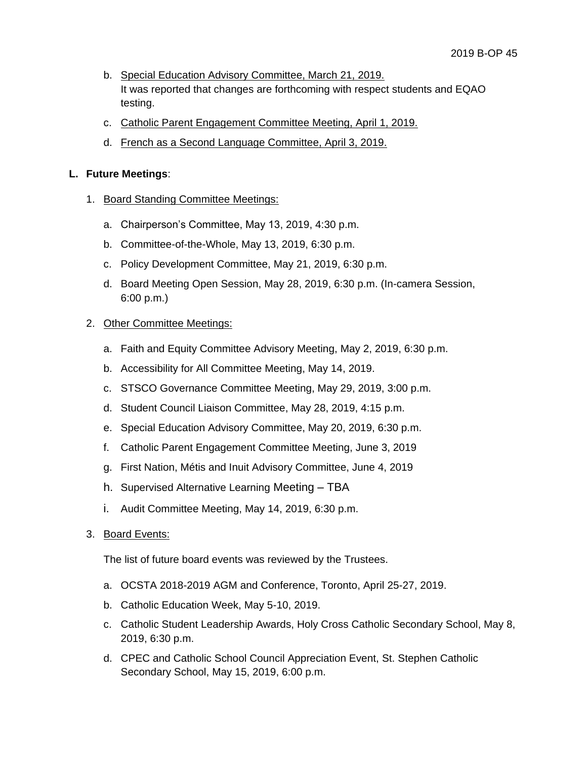b. Special Education Advisory Committee, March 21, 2019.
   It was reported that changes are forthcoming with respect students and EQAO testing.

c. Catholic Parent Engagement Committee Meeting, April 1, 2019.

d. French as a Second Language Committee, April 3, 2019.

**L. Future Meetings**:

1. Board Standing Committee Meetings:

   a. Chairperson's Committee, May 13, 2019, 4:30 p.m.

   b. Committee-of-the-Whole, May 13, 2019, 6:30 p.m.

   c. Policy Development Committee, May 21, 2019, 6:30 p.m.

   d. Board Meeting Open Session, May 28, 2019, 6:30 p.m. (In-camera Session, 6:00 p.m.)

2. Other Committee Meetings:

   a. Faith and Equity Committee Advisory Meeting, May 2, 2019, 6:30 p.m.

   b. Accessibility for All Committee Meeting, May 14, 2019.

   c. STSCO Governance Committee Meeting, May 29, 2019, 3:00 p.m.

   d. Student Council Liaison Committee, May 28, 2019, 4:15 p.m.

   e. Special Education Advisory Committee, May 20, 2019, 6:30 p.m.

   f. Catholic Parent Engagement Committee Meeting, June 3, 2019

   g. First Nation, Métis and Inuit Advisory Committee, June 4, 2019

   h. Supervised Alternative Learning Meeting – TBA

   i. Audit Committee Meeting, May 14, 2019, 6:30 p.m.

3. Board Events:

   The list of future board events was reviewed by the Trustees.

   a. OCSTA 2018-2019 AGM and Conference, Toronto, April 25-27, 2019.

   b. Catholic Education Week, May 5-10, 2019.

   c. Catholic Student Leadership Awards, Holy Cross Catholic Secondary School, May 8, 2019, 6:30 p.m.

   d. CPEC and Catholic School Council Appreciation Event, St. Stephen Catholic Secondary School, May 15, 2019, 6:00 p.m.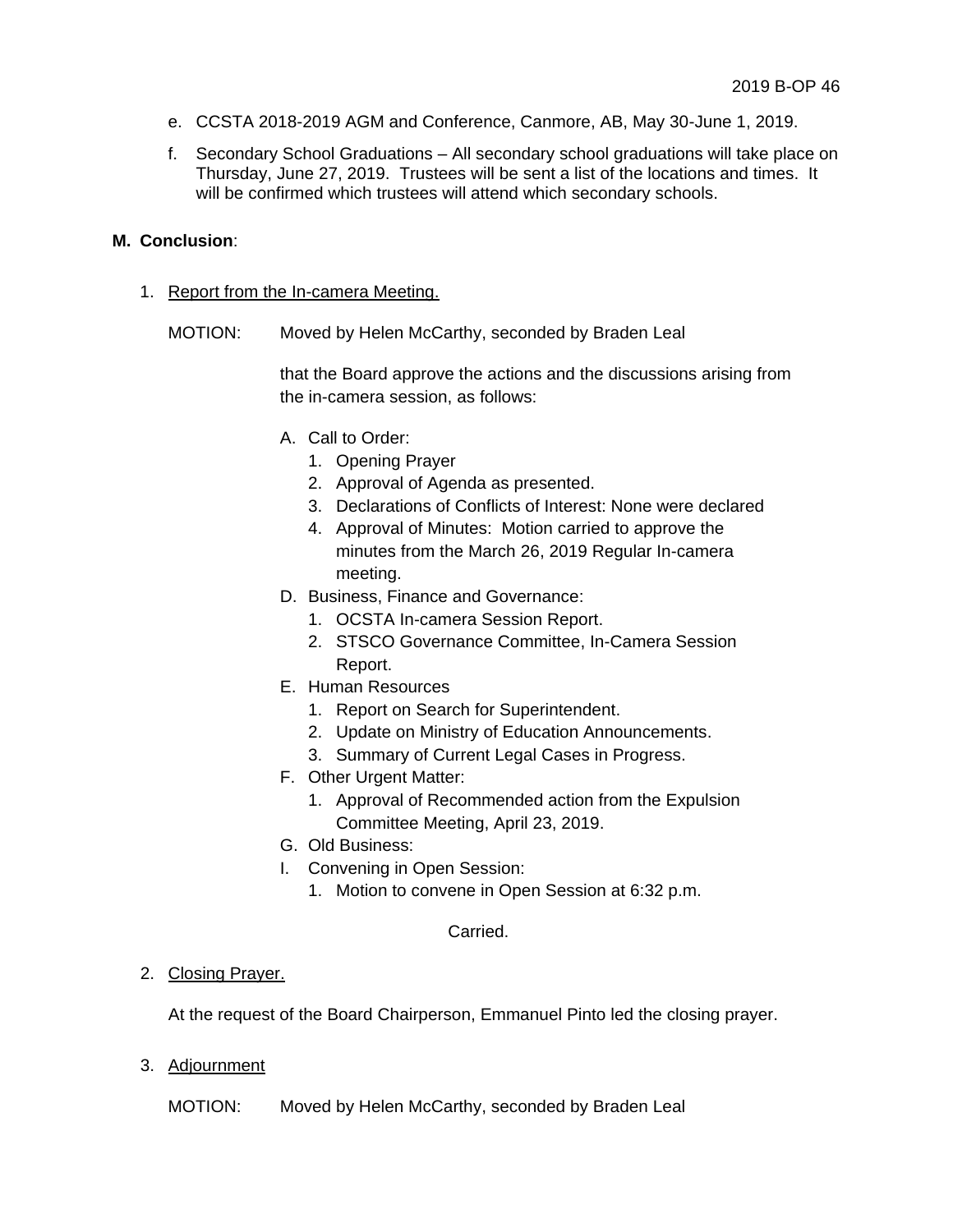e. CCSTA 2018-2019 AGM and Conference, Canmore, AB, May 30-June 1, 2019.

f. Secondary School Graduations – All secondary school graduations will take place on Thursday, June 27, 2019. Trustees will be sent a list of the locations and times. It will be confirmed which trustees will attend which secondary schools.

**M. Conclusion**:

1. Report from the In-camera Meeting.

   MOTION: Moved by Helen McCarthy, seconded by Braden Leal

   that the Board approve the actions and the discussions arising from the in-camera session, as follows:

   A. Call to Order:
      1. Opening Prayer
      2. Approval of Agenda as presented.
      3. Declarations of Conflicts of Interest: None were declared
      4. Approval of Minutes: Motion carried to approve the minutes from the March 26, 2019 Regular In-camera meeting.

   D. Business, Finance and Governance:
      1. OCSTA In-camera Session Report.
      2. STSCO Governance Committee, In-Camera Session Report.

   E. Human Resources
      1. Report on Search for Superintendent.
      2. Update on Ministry of Education Announcements.
      3. Summary of Current Legal Cases in Progress.

   F. Other Urgent Matter:
      1. Approval of Recommended action from the Expulsion Committee Meeting, April 23, 2019.

   G. Old Business:

   I. Convening in Open Session:
      1. Motion to convene in Open Session at 6:32 p.m.

   Carried.

2. Closing Prayer.

   At the request of the Board Chairperson, Emmanuel Pinto led the closing prayer.

3. Adjournment

   MOTION: Moved by Helen McCarthy, seconded by Braden Leal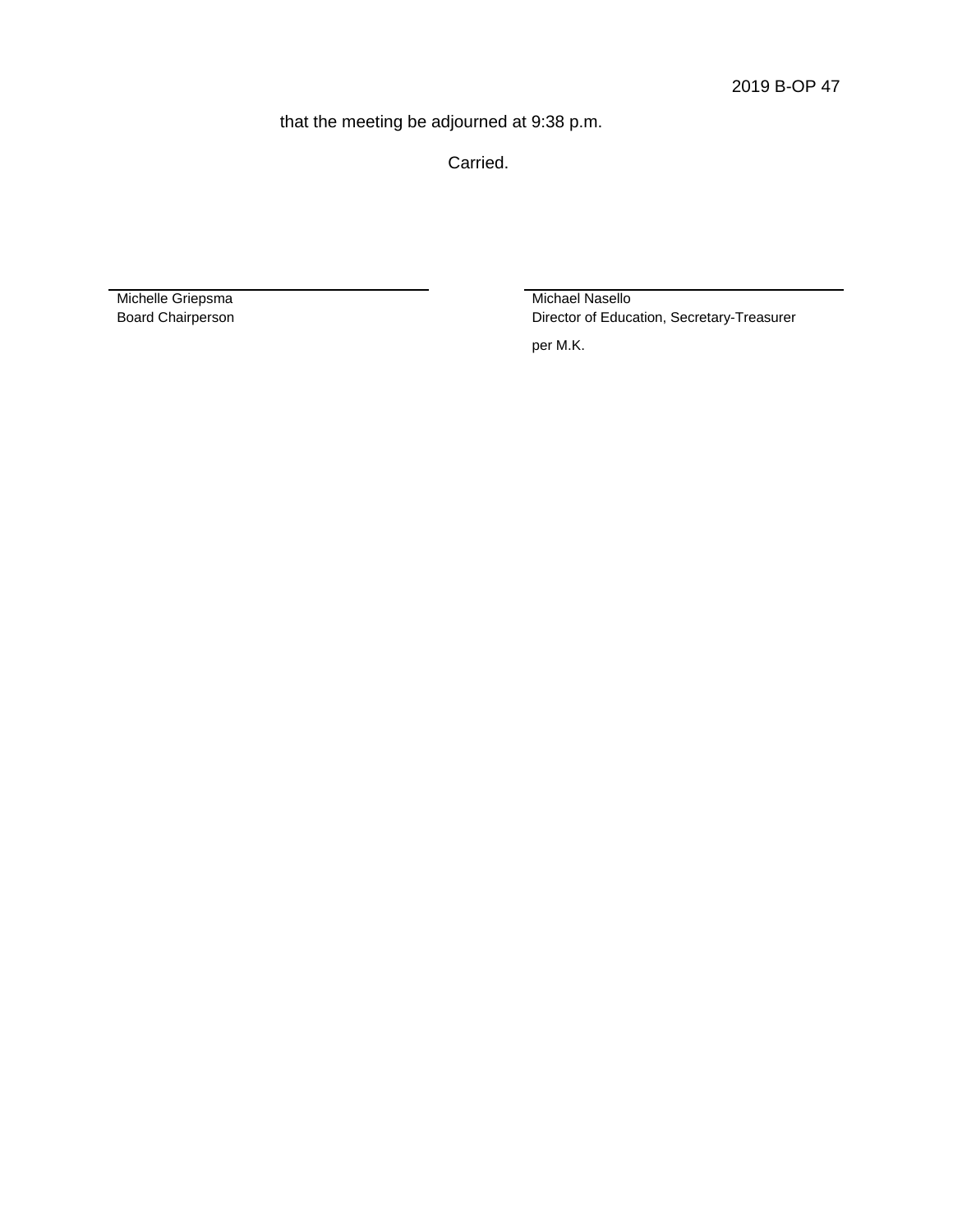that the meeting be adjourned at 9:38 p.m.

Carried.

| | |
|---|---|
| Michelle Griepsma<br>Board Chairperson | Michael Nasello<br>Director of Education, Secretary-Treasurer<br><br>per M.K. |